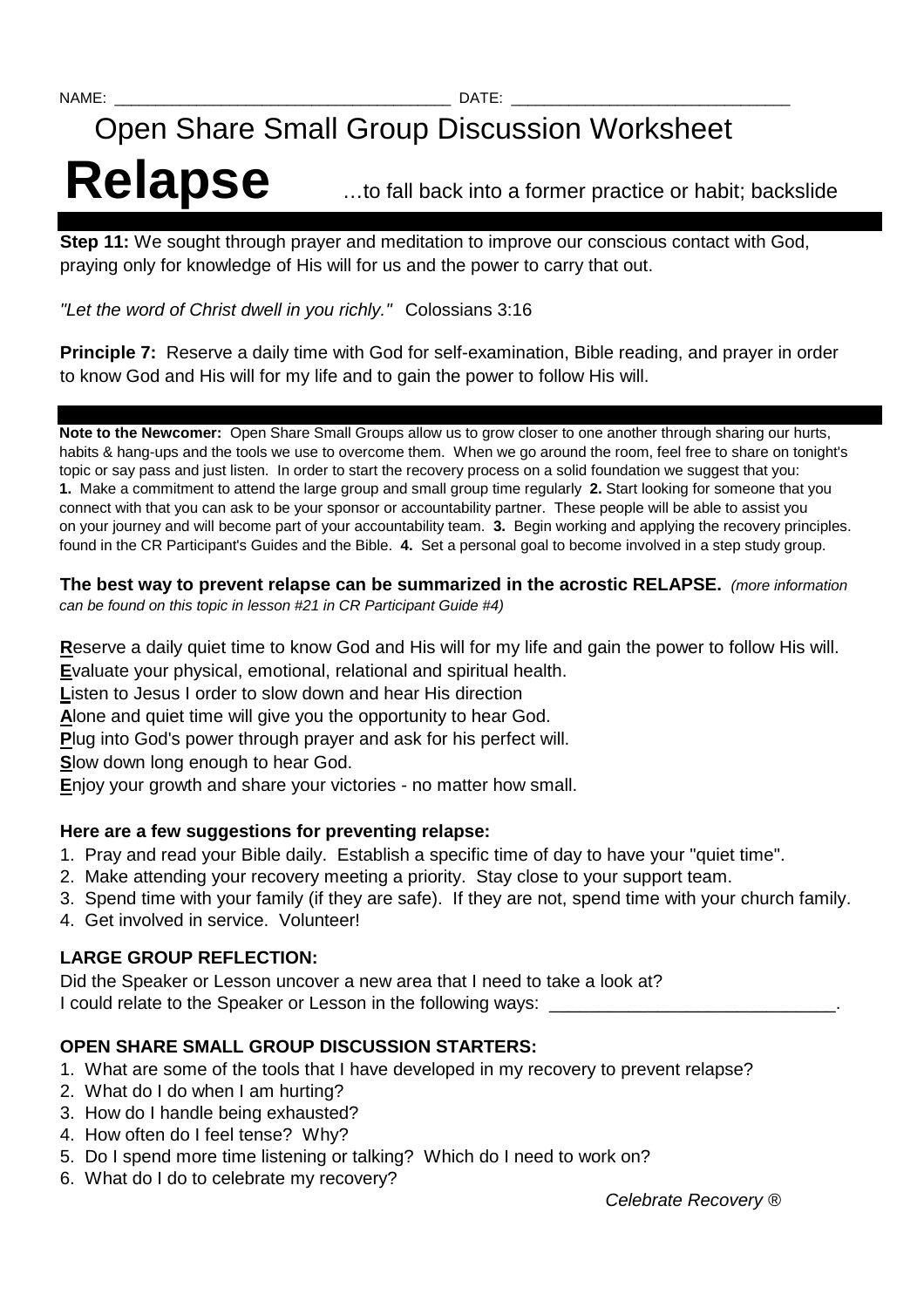NAME: ______________________________________ DATE: _______________________________

# Open Share Small Group Discussion Worksheet

# Relapse

…to fall back into a former practice or habit; backslide

**Step 11:** We sought through prayer and meditation to improve our conscious contact with God, praying only for knowledge of His will for us and the power to carry that out.

*"Let the word of Christ dwell in you richly."* Colossians 3:16

**Principle 7:** Reserve a daily time with God for self-examination, Bible reading, and prayer in order to know God and His will for my life and to gain the power to follow His will.

**Note to the Newcomer:** Open Share Small Groups allow us to grow closer to one another through sharing our hurts, habits & hang-ups and the tools we use to overcome them. When we go around the room, feel free to share on tonight's topic or say pass and just listen. In order to start the recovery process on a solid foundation we suggest that you: **1.** Make a commitment to attend the large group and small group time regularly **2.** Start looking for someone that you connect with that you can ask to be your sponsor or accountability partner. These people will be able to assist you on your journey and will become part of your accountability team. **3.** Begin working and applying the recovery principles. found in the CR Participant's Guides and the Bible. **4.** Set a personal goal to become involved in a step study group.

**The best way to prevent relapse can be summarized in the acrostic RELAPSE.** *(more information can be found on this topic in lesson #21 in CR Participant Guide #4)*

**R**eserve a daily quiet time to know God and His will for my life and gain the power to follow His will.
**E**valuate your physical, emotional, relational and spiritual health.
**L**isten to Jesus I order to slow down and hear His direction
**A**lone and quiet time will give you the opportunity to hear God.
**P**lug into God's power through prayer and ask for his perfect will.
**S**low down long enough to hear God.
**E**njoy your growth and share your victories - no matter how small.

**Here are a few suggestions for preventing relapse:**

1. Pray and read your Bible daily. Establish a specific time of day to have your "quiet time".
2. Make attending your recovery meeting a priority. Stay close to your support team.
3. Spend time with your family (if they are safe). If they are not, spend time with your church family.
4. Get involved in service. Volunteer!

**LARGE GROUP REFLECTION:**

Did the Speaker or Lesson uncover a new area that I need to take a look at?
I could relate to the Speaker or Lesson in the following ways: ____________________________.

**OPEN SHARE SMALL GROUP DISCUSSION STARTERS:**

1. What are some of the tools that I have developed in my recovery to prevent relapse?
2. What do I do when I am hurting?
3. How do I handle being exhausted?
4. How often do I feel tense? Why?
5. Do I spend more time listening or talking? Which do I need to work on?
6. What do I do to celebrate my recovery?

*Celebrate Recovery ®*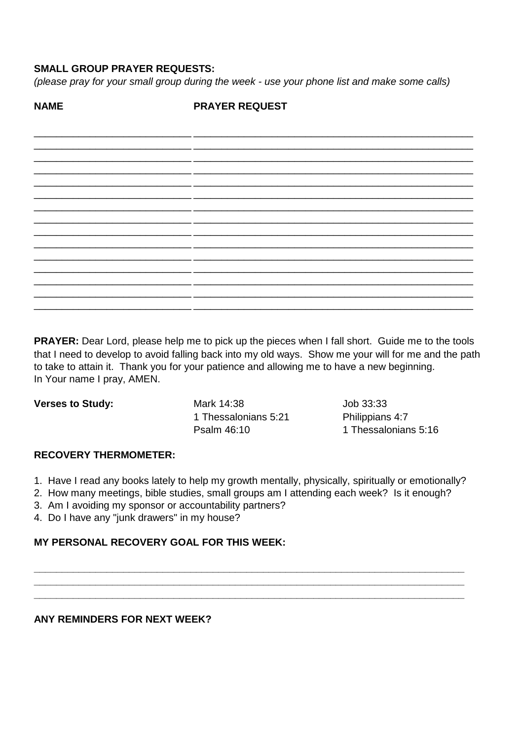**SMALL GROUP PRAYER REQUESTS:**
*(please pray for your small group during the week - use your phone list and make some calls)*

| NAME | PRAYER REQUEST |
|---|---|
| | |
| | |
| | |
| | |
| | |
| | |
| | |
| | |
| | |
| | |
| | |
| | |
| | |
| | |
| | |

**PRAYER:** Dear Lord, please help me to pick up the pieces when I fall short. Guide me to the tools that I need to develop to avoid falling back into my old ways. Show me your will for me and the path to take to attain it. Thank you for your patience and allowing me to have a new beginning. In Your name I pray, AMEN.

**Verses to Study:**

- Mark 14:38
- 1 Thessalonians 5:21
- Psalm 46:10
- Job 33:33
- Philippians 4:7
- 1 Thessalonians 5:16

**RECOVERY THERMOMETER:**

1. Have I read any books lately to help my growth mentally, physically, spiritually or emotionally?
2. How many meetings, bible studies, small groups am I attending each week? Is it enough?
3. Am I avoiding my sponsor or accountability partners?
4. Do I have any "junk drawers" in my house?

**MY PERSONAL RECOVERY GOAL FOR THIS WEEK:**

______________________________________________________________________________

______________________________________________________________________________

______________________________________________________________________________

**ANY REMINDERS FOR NEXT WEEK?**